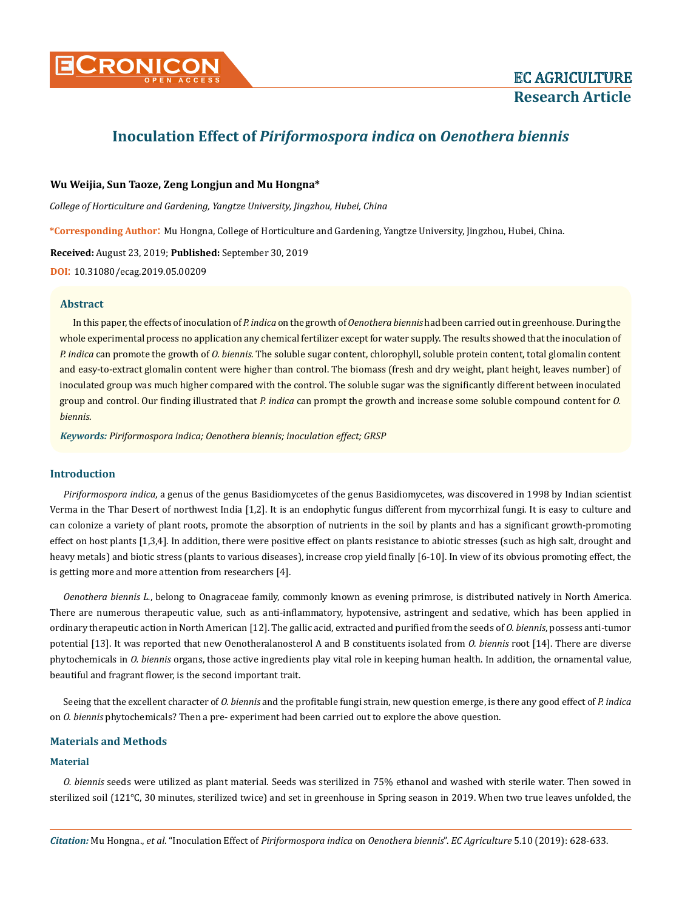# Inoculation Effect of *Piriformospora indica* on *Oenothera biennis*

**Wu Weijia, Sun Taoze, Zeng Longjun and Mu Hongna***

*College of Horticulture and Gardening, Yangtze University, Jingzhou, Hubei, China*

**\*Corresponding Author:** Mu Hongna, College of Horticulture and Gardening, Yangtze University, Jingzhou, Hubei, China.

**Received:** August 23, 2019; **Published:** September 30, 2019

**DOI:** 10.31080/ecag.2019.05.00209

## Abstract

In this paper, the effects of inoculation of *P. indica* on the growth of *Oenothera biennis* had been carried out in greenhouse. During the whole experimental process no application any chemical fertilizer except for water supply. The results showed that the inoculation of *P. indica* can promote the growth of *O. biennis*. The soluble sugar content, chlorophyll, soluble protein content, total glomalin content and easy-to-extract glomalin content were higher than control. The biomass (fresh and dry weight, plant height, leaves number) of inoculated group was much higher compared with the control. The soluble sugar was the significantly different between inoculated group and control. Our finding illustrated that *P. indica* can prompt the growth and increase some soluble compound content for *O. biennis*.

***Keywords:*** *Piriformospora indica; Oenothera biennis; inoculation effect; GRSP*

## Introduction

*Piriformospora indica*, a genus of the genus Basidiomycetes of the genus Basidiomycetes, was discovered in 1998 by Indian scientist Verma in the Thar Desert of northwest India [1,2]. It is an endophytic fungus different from mycorrhizal fungi. It is easy to culture and can colonize a variety of plant roots, promote the absorption of nutrients in the soil by plants and has a significant growth-promoting effect on host plants [1,3,4]. In addition, there were positive effect on plants resistance to abiotic stresses (such as high salt, drought and heavy metals) and biotic stress (plants to various diseases), increase crop yield finally [6-10]. In view of its obvious promoting effect, the is getting more and more attention from researchers [4].

*Oenothera biennis L.*, belong to Onagraceae family, commonly known as evening primrose, is distributed natively in North America. There are numerous therapeutic value, such as anti-inflammatory, hypotensive, astringent and sedative, which has been applied in ordinary therapeutic action in North American [12]. The gallic acid, extracted and purified from the seeds of *O. biennis*, possess anti-tumor potential [13]. It was reported that new Oenotheralanosterol A and B constituents isolated from *O. biennis* root [14]. There are diverse phytochemicals in *O. biennis* organs, those active ingredients play vital role in keeping human health. In addition, the ornamental value, beautiful and fragrant flower, is the second important trait.

Seeing that the excellent character of *O. biennis* and the profitable fungi strain, new question emerge, is there any good effect of *P. indica* on *O. biennis* phytochemicals? Then a pre- experiment had been carried out to explore the above question.

## Materials and Methods

### Material

*O. biennis* seeds were utilized as plant material. Seeds was sterilized in 75% ethanol and washed with sterile water. Then sowed in sterilized soil (121°C, 30 minutes, sterilized twice) and set in greenhouse in Spring season in 2019. When two true leaves unfolded, the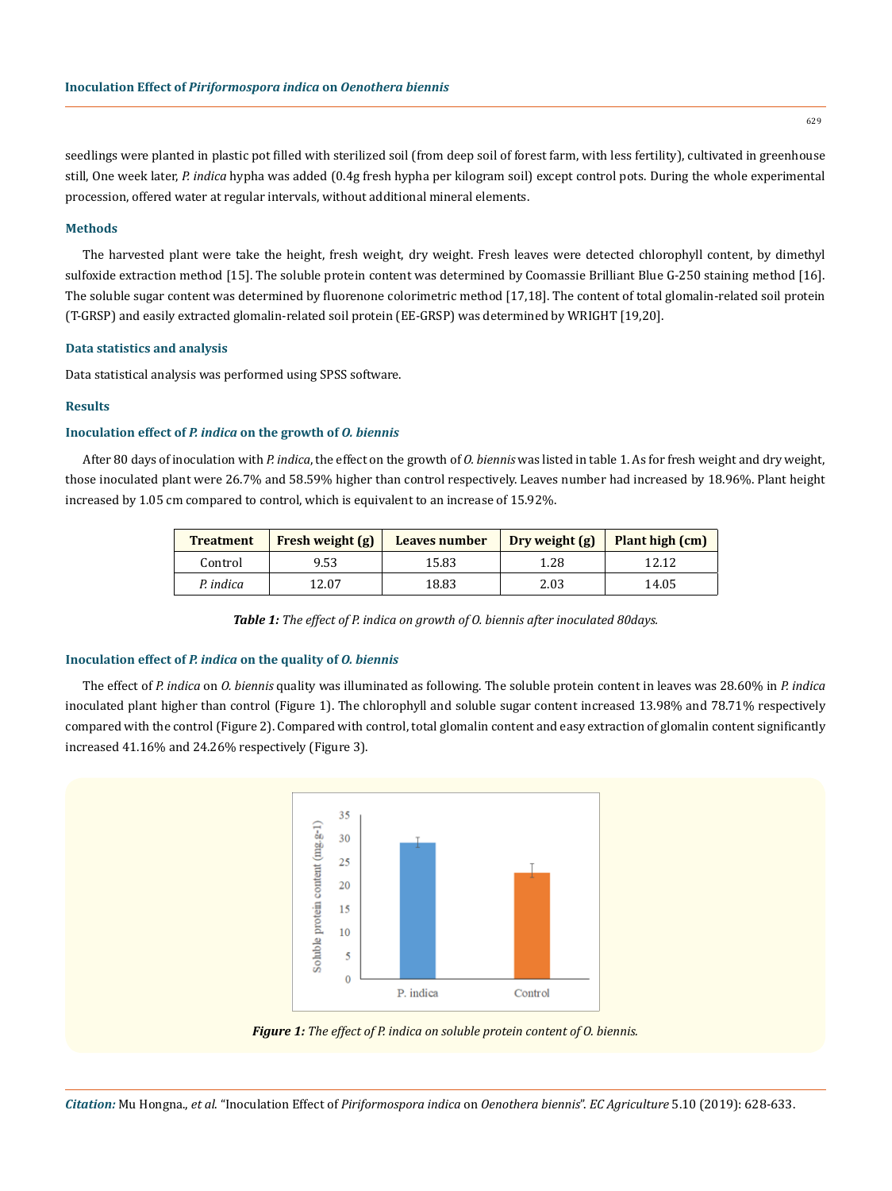seedlings were planted in plastic pot filled with sterilized soil (from deep soil of forest farm, with less fertility), cultivated in greenhouse still, One week later, *P. indica* hypha was added (0.4g fresh hypha per kilogram soil) except control pots. During the whole experimental procession, offered water at regular intervals, without additional mineral elements.

### Methods

The harvested plant were take the height, fresh weight, dry weight. Fresh leaves were detected chlorophyll content, by dimethyl sulfoxide extraction method [15]. The soluble protein content was determined by Coomassie Brilliant Blue G-250 staining method [16]. The soluble sugar content was determined by fluorenone colorimetric method [17,18]. The content of total glomalin-related soil protein (T-GRSP) and easily extracted glomalin-related soil protein (EE-GRSP) was determined by WRIGHT [19,20].

### Data statistics and analysis

Data statistical analysis was performed using SPSS software.

### Results

### Inoculation effect of *P. indica* on the growth of *O. biennis*

After 80 days of inoculation with *P. indica*, the effect on the growth of *O. biennis* was listed in table 1. As for fresh weight and dry weight, those inoculated plant were 26.7% and 58.59% higher than control respectively. Leaves number had increased by 18.96%. Plant height increased by 1.05 cm compared to control, which is equivalent to an increase of 15.92%.

| Treatment | Fresh weight (g) | Leaves number | Dry weight (g) | Plant high (cm) |
|---|---|---|---|---|
| Control | 9.53 | 15.83 | 1.28 | 12.12 |
| *P. indica* | 12.07 | 18.83 | 2.03 | 14.05 |

***Table 1:*** *The effect of P. indica on growth of O. biennis after inoculated 80days.*

### Inoculation effect of *P. indica* on the quality of *O. biennis*

The effect of *P. indica* on *O. biennis* quality was illuminated as following. The soluble protein content in leaves was 28.60% in *P. indica* inoculated plant higher than control (Figure 1). The chlorophyll and soluble sugar content increased 13.98% and 78.71% respectively compared with the control (Figure 2). Compared with control, total glomalin content and easy extraction of glomalin content significantly increased 41.16% and 24.26% respectively (Figure 3).

***Figure 1:*** *The effect of P. indica on soluble protein content of O. biennis.*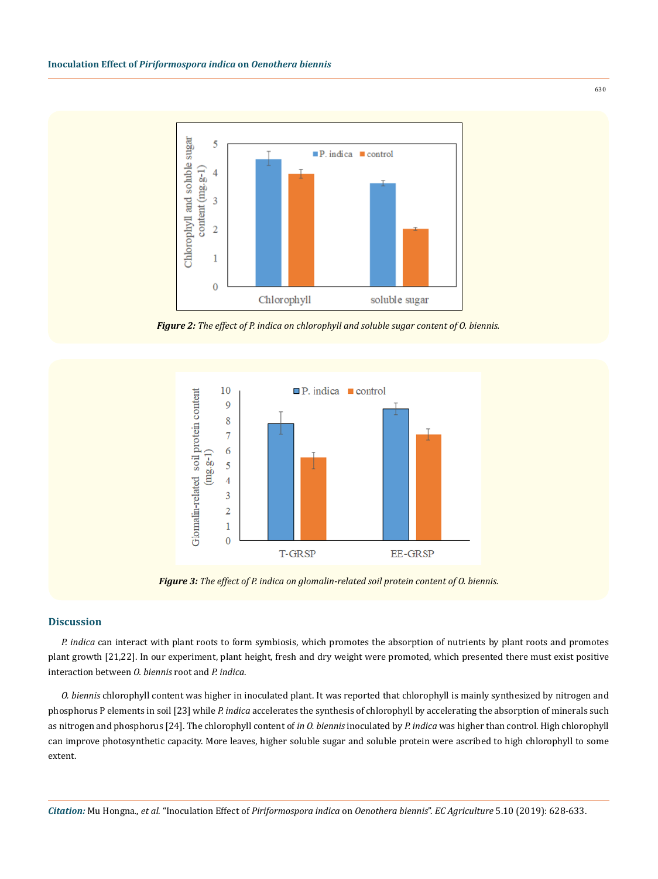*Figure 2: The effect of P. indica on chlorophyll and soluble sugar content of O. biennis.*

*Figure 3: The effect of P. indica on glomalin-related soil protein content of O. biennis.*

## Discussion

*P. indica* can interact with plant roots to form symbiosis, which promotes the absorption of nutrients by plant roots and promotes plant growth [21,22]. In our experiment, plant height, fresh and dry weight were promoted, which presented there must exist positive interaction between *O. biennis* root and *P. indica*.

*O. biennis* chlorophyll content was higher in inoculated plant. It was reported that chlorophyll is mainly synthesized by nitrogen and phosphorus P elements in soil [23] while *P. indica* accelerates the synthesis of chlorophyll by accelerating the absorption of minerals such as nitrogen and phosphorus [24]. The chlorophyll content of *in O. biennis* inoculated by *P. indica* was higher than control. High chlorophyll can improve photosynthetic capacity. More leaves, higher soluble sugar and soluble protein were ascribed to high chlorophyll to some extent.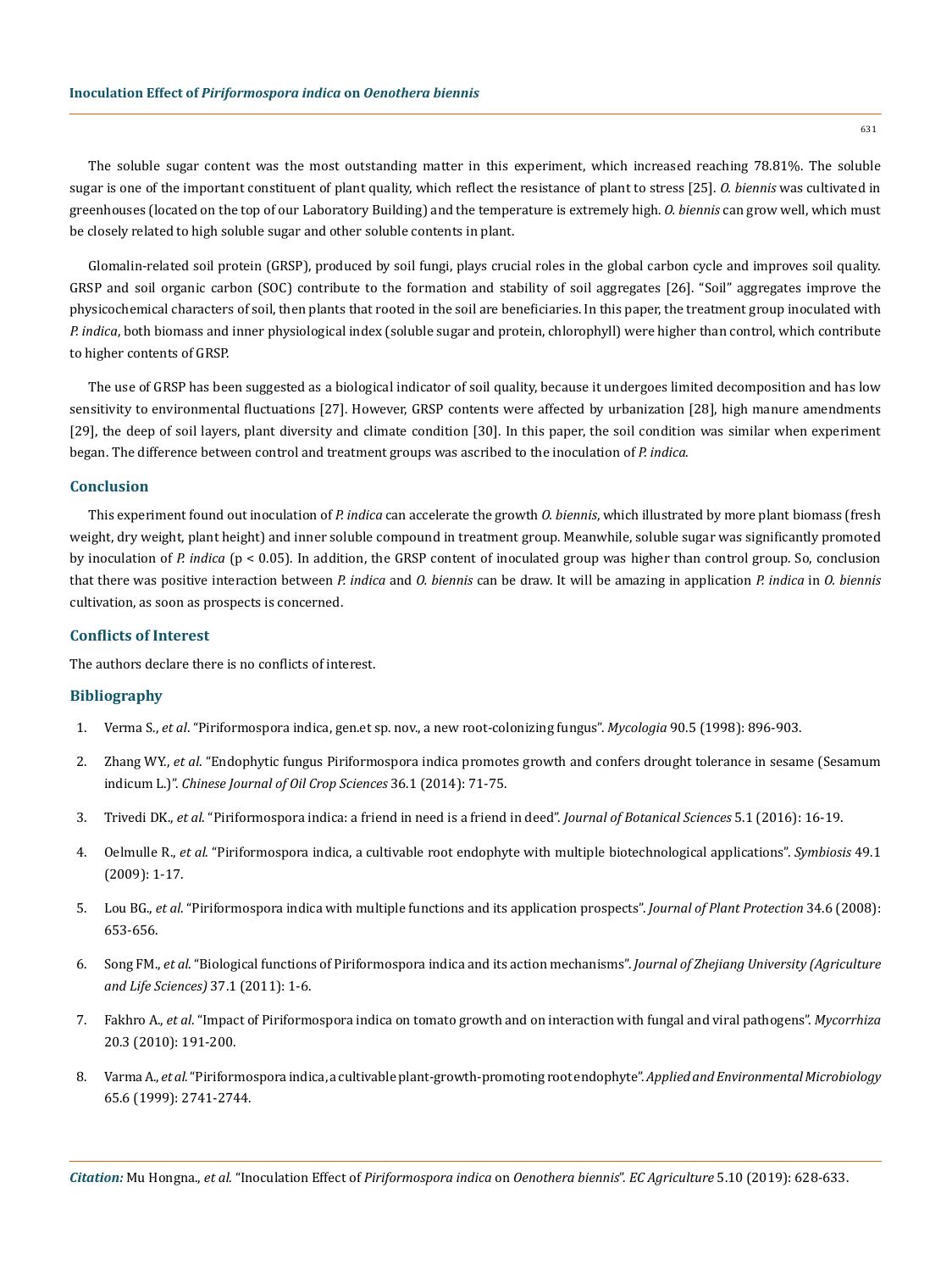The soluble sugar content was the most outstanding matter in this experiment, which increased reaching 78.81%. The soluble sugar is one of the important constituent of plant quality, which reflect the resistance of plant to stress [25]. *O. biennis* was cultivated in greenhouses (located on the top of our Laboratory Building) and the temperature is extremely high. *O. biennis* can grow well, which must be closely related to high soluble sugar and other soluble contents in plant.

Glomalin-related soil protein (GRSP), produced by soil fungi, plays crucial roles in the global carbon cycle and improves soil quality. GRSP and soil organic carbon (SOC) contribute to the formation and stability of soil aggregates [26]. "Soil" aggregates improve the physicochemical characters of soil, then plants that rooted in the soil are beneficiaries. In this paper, the treatment group inoculated with *P. indica*, both biomass and inner physiological index (soluble sugar and protein, chlorophyll) were higher than control, which contribute to higher contents of GRSP.

The use of GRSP has been suggested as a biological indicator of soil quality, because it undergoes limited decomposition and has low sensitivity to environmental fluctuations [27]. However, GRSP contents were affected by urbanization [28], high manure amendments [29], the deep of soil layers, plant diversity and climate condition [30]. In this paper, the soil condition was similar when experiment began. The difference between control and treatment groups was ascribed to the inoculation of *P. indica*.

## Conclusion

This experiment found out inoculation of *P. indica* can accelerate the growth *O. biennis*, which illustrated by more plant biomass (fresh weight, dry weight, plant height) and inner soluble compound in treatment group. Meanwhile, soluble sugar was significantly promoted by inoculation of *P. indica* ($p < 0.05$). In addition, the GRSP content of inoculated group was higher than control group. So, conclusion that there was positive interaction between *P. indica* and *O. biennis* can be draw. It will be amazing in application *P. indica* in *O. biennis* cultivation, as soon as prospects is concerned.

## Conflicts of Interest

The authors declare there is no conflicts of interest.

## Bibliography

1. Verma S., *et al*. "Piriformospora indica, gen.et sp. nov., a new root-colonizing fungus". *Mycologia* 90.5 (1998): 896-903.
2. Zhang WY., *et al*. "Endophytic fungus Piriformospora indica promotes growth and confers drought tolerance in sesame (Sesamum indicum L.)". *Chinese Journal of Oil Crop Sciences* 36.1 (2014): 71-75.
3. Trivedi DK., *et al*. "Piriformospora indica: a friend in need is a friend in deed". *Journal of Botanical Sciences* 5.1 (2016): 16-19.
4. Oelmulle R., *et al*. "Piriformospora indica, a cultivable root endophyte with multiple biotechnological applications". *Symbiosis* 49.1 (2009): 1-17.
5. Lou BG., *et al*. "Piriformospora indica with multiple functions and its application prospects". *Journal of Plant Protection* 34.6 (2008): 653-656.
6. Song FM., *et al*. "Biological functions of Piriformospora indica and its action mechanisms". *Journal of Zhejiang University (Agriculture and Life Sciences)* 37.1 (2011): 1-6.
7. Fakhro A., *et al*. "Impact of Piriformospora indica on tomato growth and on interaction with fungal and viral pathogens". *Mycorrhiza* 20.3 (2010): 191-200.
8. Varma A., *et al*. "Piriformospora indica, a cultivable plant-growth-promoting root endophyte". *Applied and Environmental Microbiology* 65.6 (1999): 2741-2744.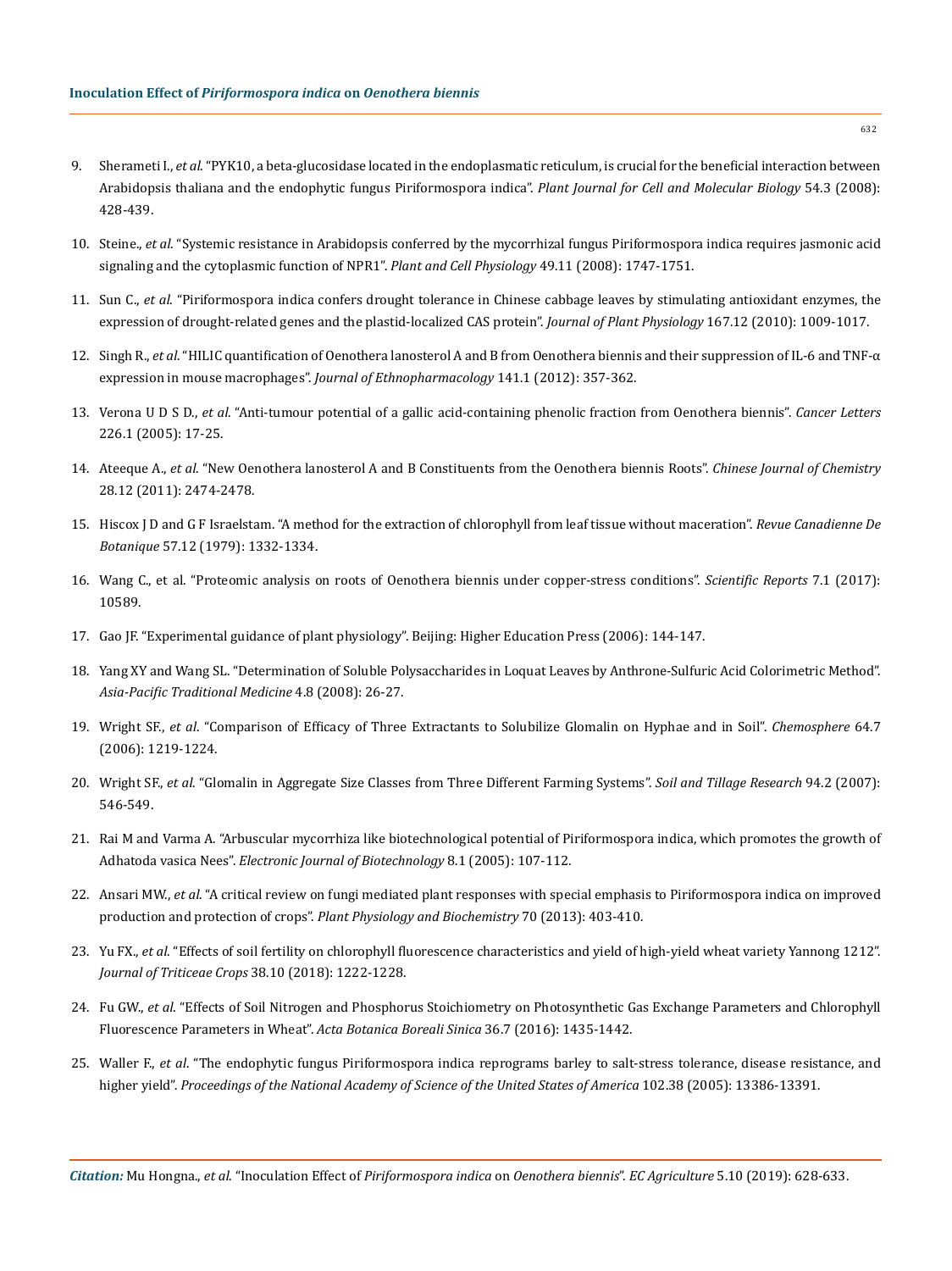9. Sherameti I., *et al.* "PYK10, a beta-glucosidase located in the endoplasmatic reticulum, is crucial for the beneficial interaction between Arabidopsis thaliana and the endophytic fungus Piriformospora indica". *Plant Journal for Cell and Molecular Biology* 54.3 (2008): 428-439.

10. Steine., *et al.* "Systemic resistance in Arabidopsis conferred by the mycorrhizal fungus Piriformospora indica requires jasmonic acid signaling and the cytoplasmic function of NPR1". *Plant and Cell Physiology* 49.11 (2008): 1747-1751.

11. Sun C., *et al.* "Piriformospora indica confers drought tolerance in Chinese cabbage leaves by stimulating antioxidant enzymes, the expression of drought-related genes and the plastid-localized CAS protein". *Journal of Plant Physiology* 167.12 (2010): 1009-1017.

12. Singh R., *et al.* "HILIC quantification of Oenothera lanosterol A and B from Oenothera biennis and their suppression of IL-6 and TNF-α expression in mouse macrophages". *Journal of Ethnopharmacology* 141.1 (2012): 357-362.

13. Verona U D S D., *et al.* "Anti-tumour potential of a gallic acid-containing phenolic fraction from Oenothera biennis". *Cancer Letters* 226.1 (2005): 17-25.

14. Ateeque A., *et al.* "New Oenothera lanosterol A and B Constituents from the Oenothera biennis Roots". *Chinese Journal of Chemistry* 28.12 (2011): 2474-2478.

15. Hiscox J D and G F Israelstam. "A method for the extraction of chlorophyll from leaf tissue without maceration". *Revue Canadienne De Botanique* 57.12 (1979): 1332-1334.

16. Wang C., et al. "Proteomic analysis on roots of Oenothera biennis under copper-stress conditions". *Scientific Reports* 7.1 (2017): 10589.

17. Gao JF. "Experimental guidance of plant physiology". Beijing: Higher Education Press (2006): 144-147.

18. Yang XY and Wang SL. "Determination of Soluble Polysaccharides in Loquat Leaves by Anthrone-Sulfuric Acid Colorimetric Method". *Asia-Pacific Traditional Medicine* 4.8 (2008): 26-27.

19. Wright SF., *et al.* "Comparison of Efficacy of Three Extractants to Solubilize Glomalin on Hyphae and in Soil". *Chemosphere* 64.7 (2006): 1219-1224.

20. Wright SF., *et al.* "Glomalin in Aggregate Size Classes from Three Different Farming Systems". *Soil and Tillage Research* 94.2 (2007): 546-549.

21. Rai M and Varma A. "Arbuscular mycorrhiza like biotechnological potential of Piriformospora indica, which promotes the growth of Adhatoda vasica Nees". *Electronic Journal of Biotechnology* 8.1 (2005): 107-112.

22. Ansari MW., *et al.* "A critical review on fungi mediated plant responses with special emphasis to Piriformospora indica on improved production and protection of crops". *Plant Physiology and Biochemistry* 70 (2013): 403-410.

23. Yu FX., *et al.* "Effects of soil fertility on chlorophyll fluorescence characteristics and yield of high-yield wheat variety Yannong 1212". *Journal of Triticeae Crops* 38.10 (2018): 1222-1228.

24. Fu GW., *et al.* "Effects of Soil Nitrogen and Phosphorus Stoichiometry on Photosynthetic Gas Exchange Parameters and Chlorophyll Fluorescence Parameters in Wheat". *Acta Botanica Boreali Sinica* 36.7 (2016): 1435-1442.

25. Waller F., *et al.* "The endophytic fungus Piriformospora indica reprograms barley to salt-stress tolerance, disease resistance, and higher yield". *Proceedings of the National Academy of Science of the United States of America* 102.38 (2005): 13386-13391.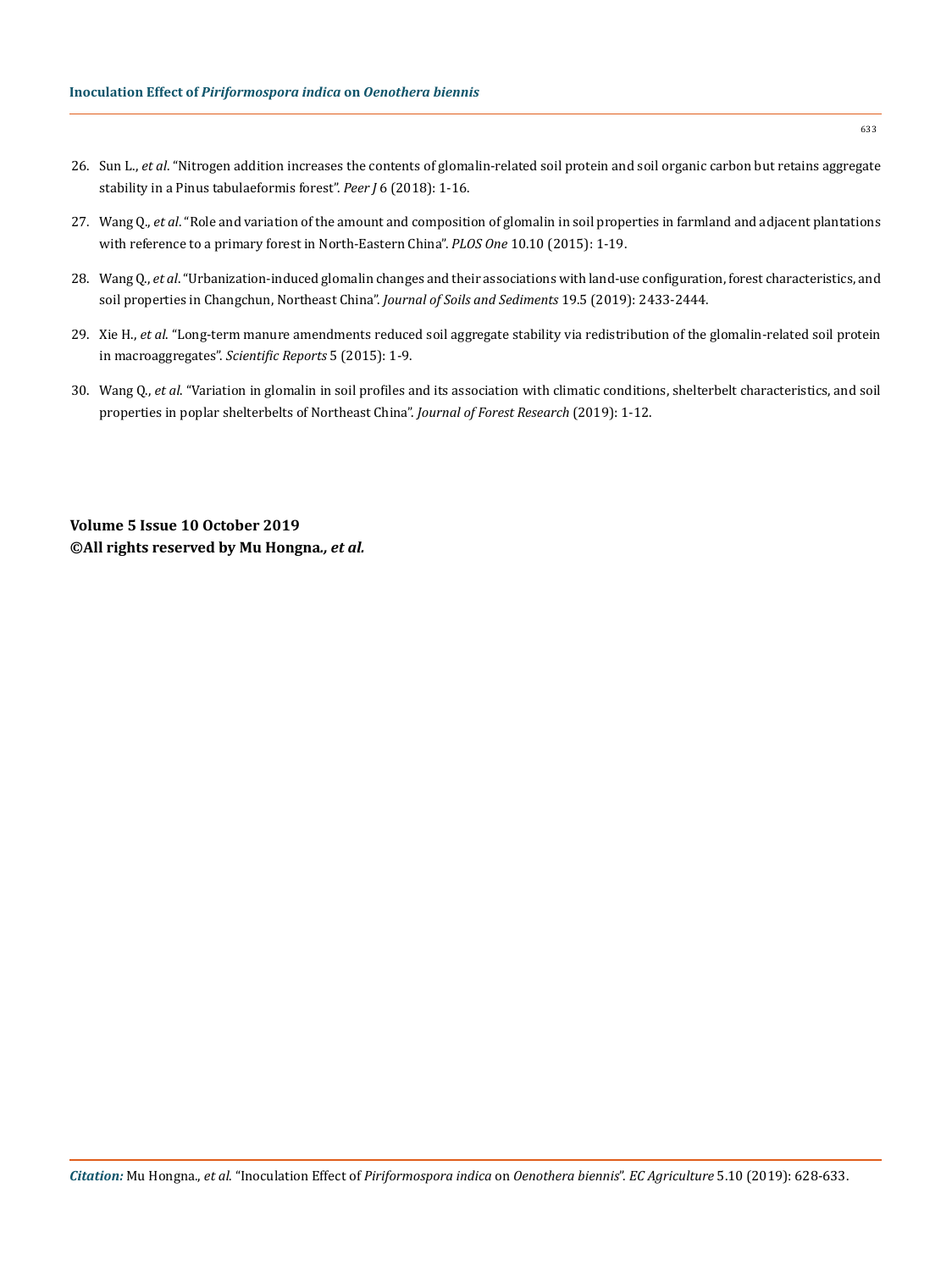26. Sun L., *et al*. "Nitrogen addition increases the contents of glomalin-related soil protein and soil organic carbon but retains aggregate stability in a Pinus tabulaeformis forest". *Peer J* 6 (2018): 1-16.

27. Wang Q., *et al*. "Role and variation of the amount and composition of glomalin in soil properties in farmland and adjacent plantations with reference to a primary forest in North-Eastern China". *PLOS One* 10.10 (2015): 1-19.

28. Wang Q., *et al*. "Urbanization-induced glomalin changes and their associations with land-use configuration, forest characteristics, and soil properties in Changchun, Northeast China". *Journal of Soils and Sediments* 19.5 (2019): 2433-2444.

29. Xie H., *et al.* "Long-term manure amendments reduced soil aggregate stability via redistribution of the glomalin-related soil protein in macroaggregates". *Scientific Reports* 5 (2015): 1-9.

30. Wang Q., *et al*. "Variation in glomalin in soil profiles and its association with climatic conditions, shelterbelt characteristics, and soil properties in poplar shelterbelts of Northeast China". *Journal of Forest Research* (2019): 1-12.

**Volume 5 Issue 10 October 2019**
**©All rights reserved by Mu Hongna*., et al.***